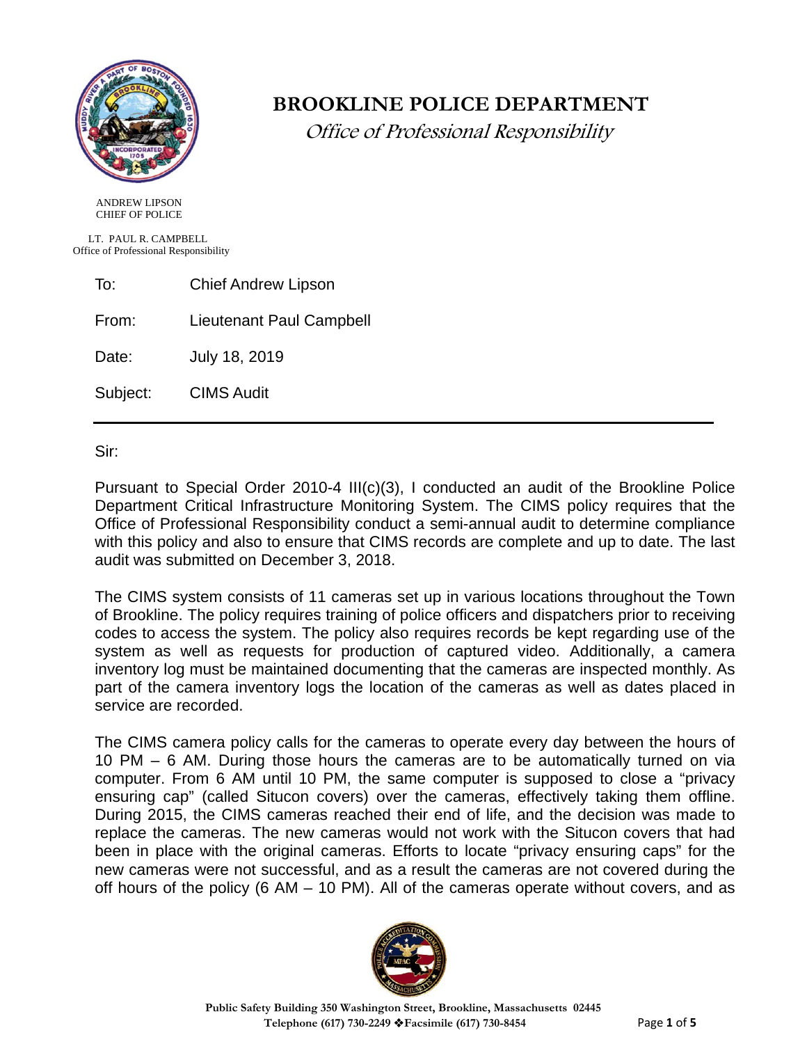# BROOKLINE POLICE DEPARTMENT

*Office of Professional Responsibility*

ANDREW LIPSON
CHIEF OF POLICE

LT. PAUL R. CAMPBELL
Office of Professional Responsibility

To: Chief Andrew Lipson

From: Lieutenant Paul Campbell

Date: July 18, 2019

Subject: CIMS Audit

---

Sir:

Pursuant to Special Order 2010-4 III(c)(3), I conducted an audit of the Brookline Police Department Critical Infrastructure Monitoring System. The CIMS policy requires that the Office of Professional Responsibility conduct a semi-annual audit to determine compliance with this policy and also to ensure that CIMS records are complete and up to date. The last audit was submitted on December 3, 2018.

The CIMS system consists of 11 cameras set up in various locations throughout the Town of Brookline. The policy requires training of police officers and dispatchers prior to receiving codes to access the system. The policy also requires records be kept regarding use of the system as well as requests for production of captured video. Additionally, a camera inventory log must be maintained documenting that the cameras are inspected monthly. As part of the camera inventory logs the location of the cameras as well as dates placed in service are recorded.

The CIMS camera policy calls for the cameras to operate every day between the hours of 10 PM – 6 AM. During those hours the cameras are to be automatically turned on via computer. From 6 AM until 10 PM, the same computer is supposed to close a "privacy ensuring cap" (called Situcon covers) over the cameras, effectively taking them offline. During 2015, the CIMS cameras reached their end of life, and the decision was made to replace the cameras. The new cameras would not work with the Situcon covers that had been in place with the original cameras. Efforts to locate "privacy ensuring caps" for the new cameras were not successful, and as a result the cameras are not covered during the off hours of the policy (6 AM – 10 PM). All of the cameras operate without covers, and as

Public Safety Building 350 Washington Street, Brookline, Massachusetts 02445
Telephone (617) 730-2249 ❖Facsimile (617) 730-8454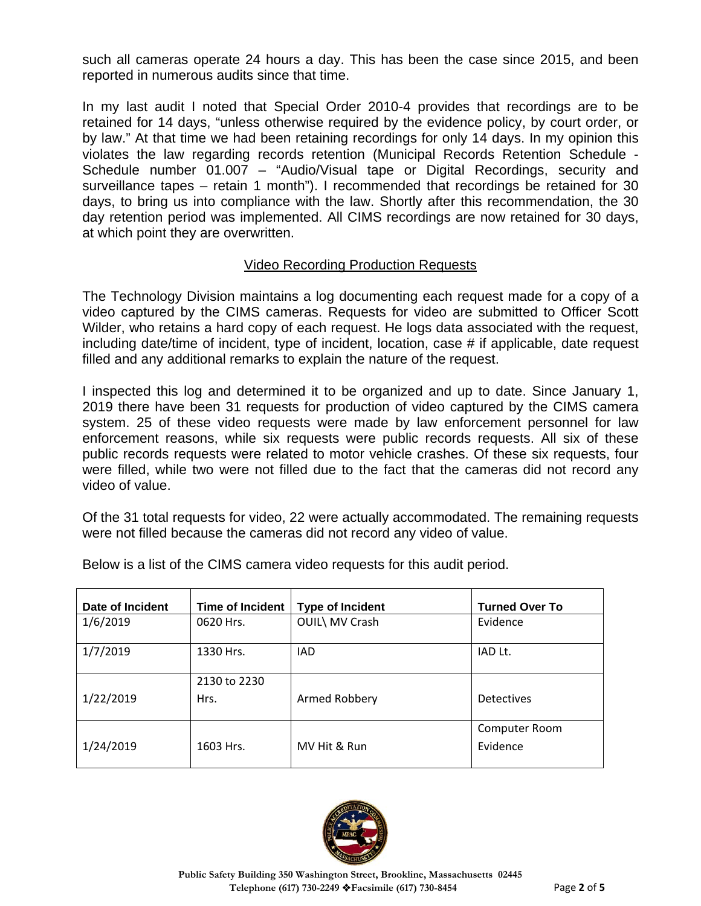such all cameras operate 24 hours a day. This has been the case since 2015, and been reported in numerous audits since that time.

In my last audit I noted that Special Order 2010-4 provides that recordings are to be retained for 14 days, "unless otherwise required by the evidence policy, by court order, or by law." At that time we had been retaining recordings for only 14 days. In my opinion this violates the law regarding records retention (Municipal Records Retention Schedule - Schedule number 01.007 – "Audio/Visual tape or Digital Recordings, security and surveillance tapes – retain 1 month"). I recommended that recordings be retained for 30 days, to bring us into compliance with the law. Shortly after this recommendation, the 30 day retention period was implemented. All CIMS recordings are now retained for 30 days, at which point they are overwritten.

## Video Recording Production Requests

The Technology Division maintains a log documenting each request made for a copy of a video captured by the CIMS cameras. Requests for video are submitted to Officer Scott Wilder, who retains a hard copy of each request. He logs data associated with the request, including date/time of incident, type of incident, location, case # if applicable, date request filled and any additional remarks to explain the nature of the request.

I inspected this log and determined it to be organized and up to date. Since January 1, 2019 there have been 31 requests for production of video captured by the CIMS camera system. 25 of these video requests were made by law enforcement personnel for law enforcement reasons, while six requests were public records requests. All six of these public records requests were related to motor vehicle crashes. Of these six requests, four were filled, while two were not filled due to the fact that the cameras did not record any video of value.

Of the 31 total requests for video, 22 were actually accommodated. The remaining requests were not filled because the cameras did not record any video of value.

Below is a list of the CIMS camera video requests for this audit period.

| Date of Incident | Time of Incident | Type of Incident | Turned Over To |
|---|---|---|---|
| 1/6/2019 | 0620 Hrs. | OUIL\ MV Crash | Evidence |
| 1/7/2019 | 1330 Hrs. | IAD | IAD Lt. |
| 1/22/2019 | 2130 to 2230 Hrs. | Armed Robbery | Detectives |
| 1/24/2019 | 1603 Hrs. | MV Hit & Run | Computer Room Evidence |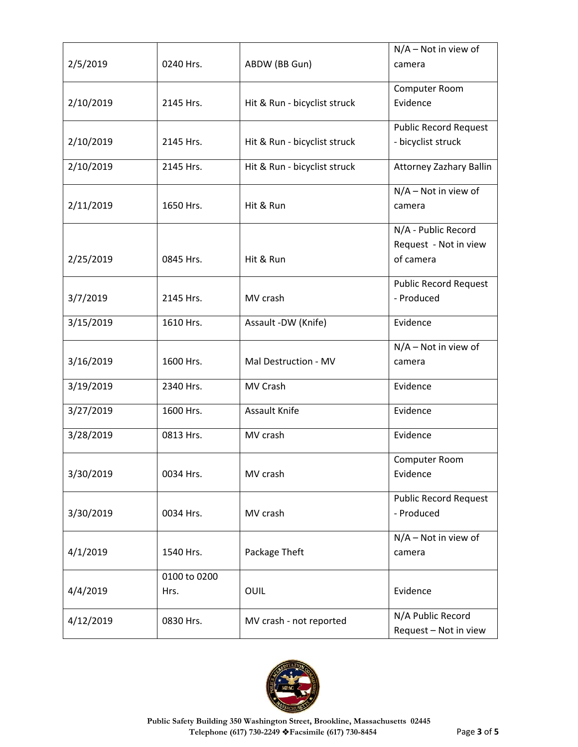| | | | |
|---|---|---|---|
| 2/5/2019 | 0240 Hrs. | ABDW (BB Gun) | N/A – Not in view of camera |
| 2/10/2019 | 2145 Hrs. | Hit & Run - bicyclist struck | Computer Room Evidence |
| 2/10/2019 | 2145 Hrs. | Hit & Run - bicyclist struck | Public Record Request - bicyclist struck |
| 2/10/2019 | 2145 Hrs. | Hit & Run - bicyclist struck | Attorney Zazhary Ballin |
| 2/11/2019 | 1650 Hrs. | Hit & Run | N/A – Not in view of camera |
| 2/25/2019 | 0845 Hrs. | Hit & Run | N/A - Public Record Request - Not in view of camera |
| 3/7/2019 | 2145 Hrs. | MV crash | Public Record Request - Produced |
| 3/15/2019 | 1610 Hrs. | Assault -DW (Knife) | Evidence |
| 3/16/2019 | 1600 Hrs. | Mal Destruction - MV | N/A – Not in view of camera |
| 3/19/2019 | 2340 Hrs. | MV Crash | Evidence |
| 3/27/2019 | 1600 Hrs. | Assault Knife | Evidence |
| 3/28/2019 | 0813 Hrs. | MV crash | Evidence |
| 3/30/2019 | 0034 Hrs. | MV crash | Computer Room Evidence |
| 3/30/2019 | 0034 Hrs. | MV crash | Public Record Request - Produced |
| 4/1/2019 | 1540 Hrs. | Package Theft | N/A – Not in view of camera |
| 4/4/2019 | 0100 to 0200 Hrs. | OUIL | Evidence |
| 4/12/2019 | 0830 Hrs. | MV crash - not reported | N/A Public Record Request – Not in view |

Public Safety Building 350 Washington Street, Brookline, Massachusetts 02445
Telephone (617) 730-2249 ❖Facsimile (617) 730-8454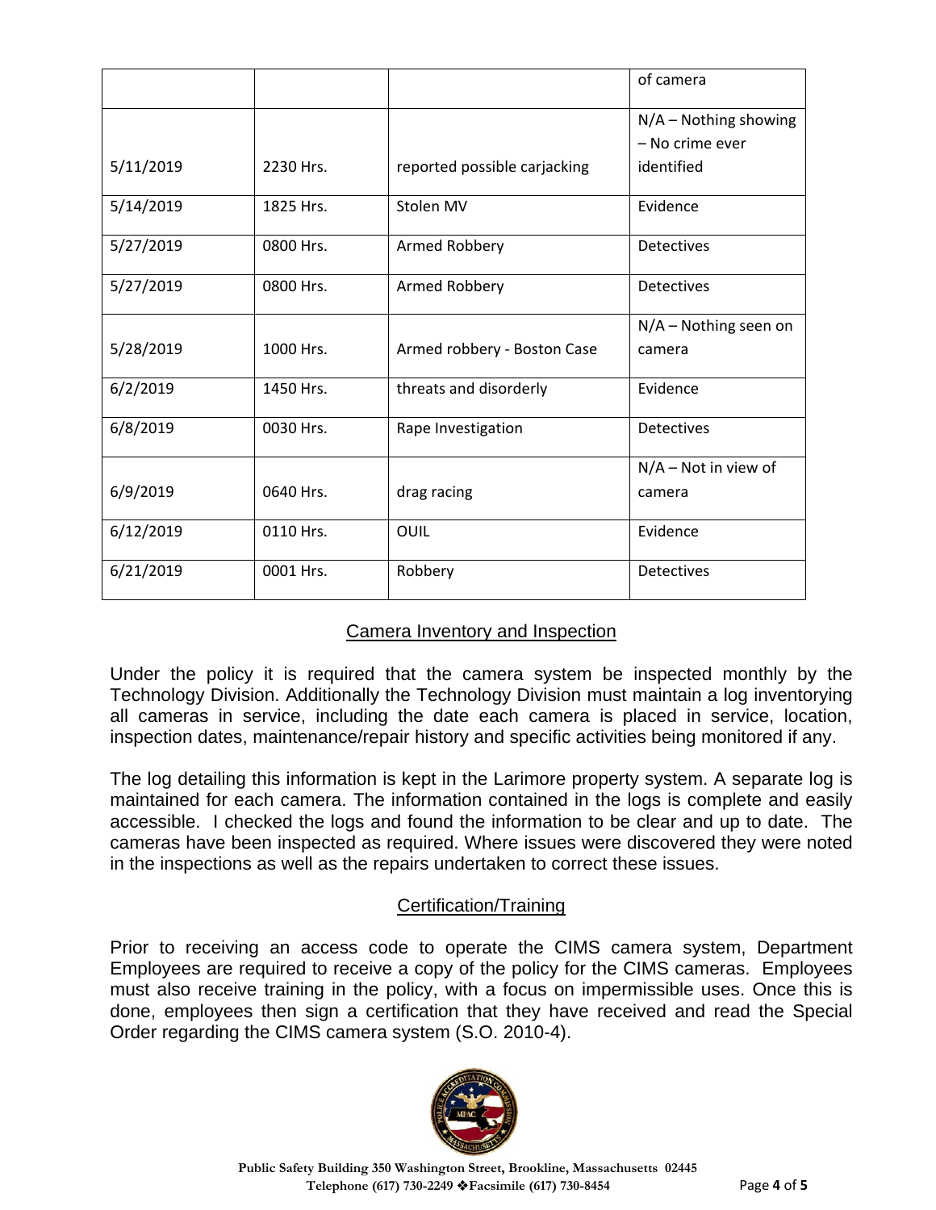| | | | of camera |
|---|---|---|---|
| 5/11/2019 | 2230 Hrs. | reported possible carjacking | N/A – Nothing showing – No crime ever identified |
| 5/14/2019 | 1825 Hrs. | Stolen MV | Evidence |
| 5/27/2019 | 0800 Hrs. | Armed Robbery | Detectives |
| 5/27/2019 | 0800 Hrs. | Armed Robbery | Detectives |
| 5/28/2019 | 1000 Hrs. | Armed robbery - Boston Case | N/A – Nothing seen on camera |
| 6/2/2019 | 1450 Hrs. | threats and disorderly | Evidence |
| 6/8/2019 | 0030 Hrs. | Rape Investigation | Detectives |
| 6/9/2019 | 0640 Hrs. | drag racing | N/A – Not in view of camera |
| 6/12/2019 | 0110 Hrs. | OUIL | Evidence |
| 6/21/2019 | 0001 Hrs. | Robbery | Detectives |

## Camera Inventory and Inspection

Under the policy it is required that the camera system be inspected monthly by the Technology Division. Additionally the Technology Division must maintain a log inventorying all cameras in service, including the date each camera is placed in service, location, inspection dates, maintenance/repair history and specific activities being monitored if any.

The log detailing this information is kept in the Larimore property system. A separate log is maintained for each camera. The information contained in the logs is complete and easily accessible. I checked the logs and found the information to be clear and up to date. The cameras have been inspected as required. Where issues were discovered they were noted in the inspections as well as the repairs undertaken to correct these issues.

## Certification/Training

Prior to receiving an access code to operate the CIMS camera system, Department Employees are required to receive a copy of the policy for the CIMS cameras. Employees must also receive training in the policy, with a focus on impermissible uses. Once this is done, employees then sign a certification that they have received and read the Special Order regarding the CIMS camera system (S.O. 2010-4).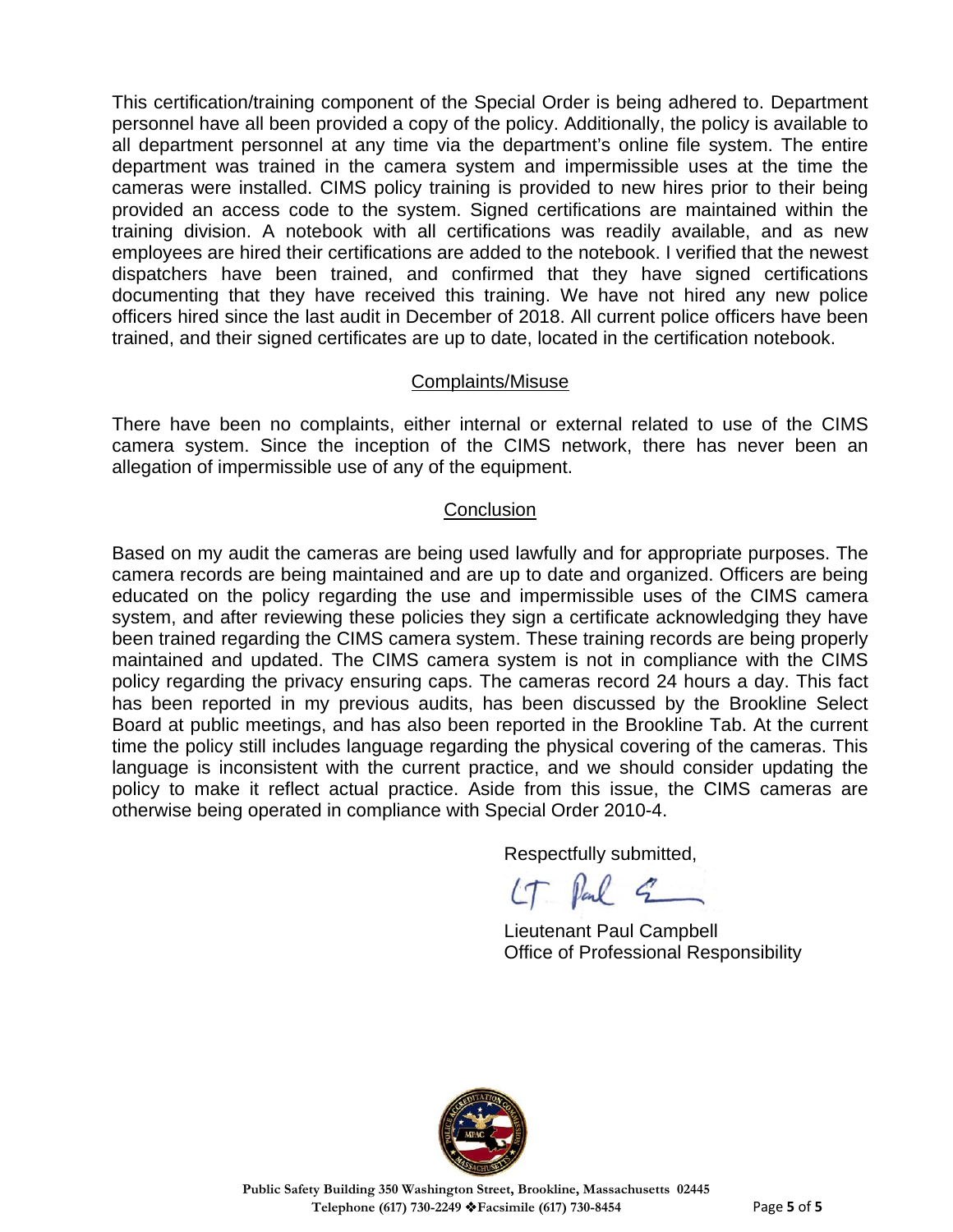This certification/training component of the Special Order is being adhered to. Department personnel have all been provided a copy of the policy. Additionally, the policy is available to all department personnel at any time via the department's online file system. The entire department was trained in the camera system and impermissible uses at the time the cameras were installed. CIMS policy training is provided to new hires prior to their being provided an access code to the system. Signed certifications are maintained within the training division. A notebook with all certifications was readily available, and as new employees are hired their certifications are added to the notebook. I verified that the newest dispatchers have been trained, and confirmed that they have signed certifications documenting that they have received this training. We have not hired any new police officers hired since the last audit in December of 2018. All current police officers have been trained, and their signed certificates are up to date, located in the certification notebook.

## Complaints/Misuse

There have been no complaints, either internal or external related to use of the CIMS camera system. Since the inception of the CIMS network, there has never been an allegation of impermissible use of any of the equipment.

## Conclusion

Based on my audit the cameras are being used lawfully and for appropriate purposes. The camera records are being maintained and are up to date and organized. Officers are being educated on the policy regarding the use and impermissible uses of the CIMS camera system, and after reviewing these policies they sign a certificate acknowledging they have been trained regarding the CIMS camera system. These training records are being properly maintained and updated. The CIMS camera system is not in compliance with the CIMS policy regarding the privacy ensuring caps. The cameras record 24 hours a day. This fact has been reported in my previous audits, has been discussed by the Brookline Select Board at public meetings, and has also been reported in the Brookline Tab. At the current time the policy still includes language regarding the physical covering of the cameras. This language is inconsistent with the current practice, and we should consider updating the policy to make it reflect actual practice. Aside from this issue, the CIMS cameras are otherwise being operated in compliance with Special Order 2010-4.

Respectfully submitted,

LT Paul C

Lieutenant Paul Campbell
Office of Professional Responsibility